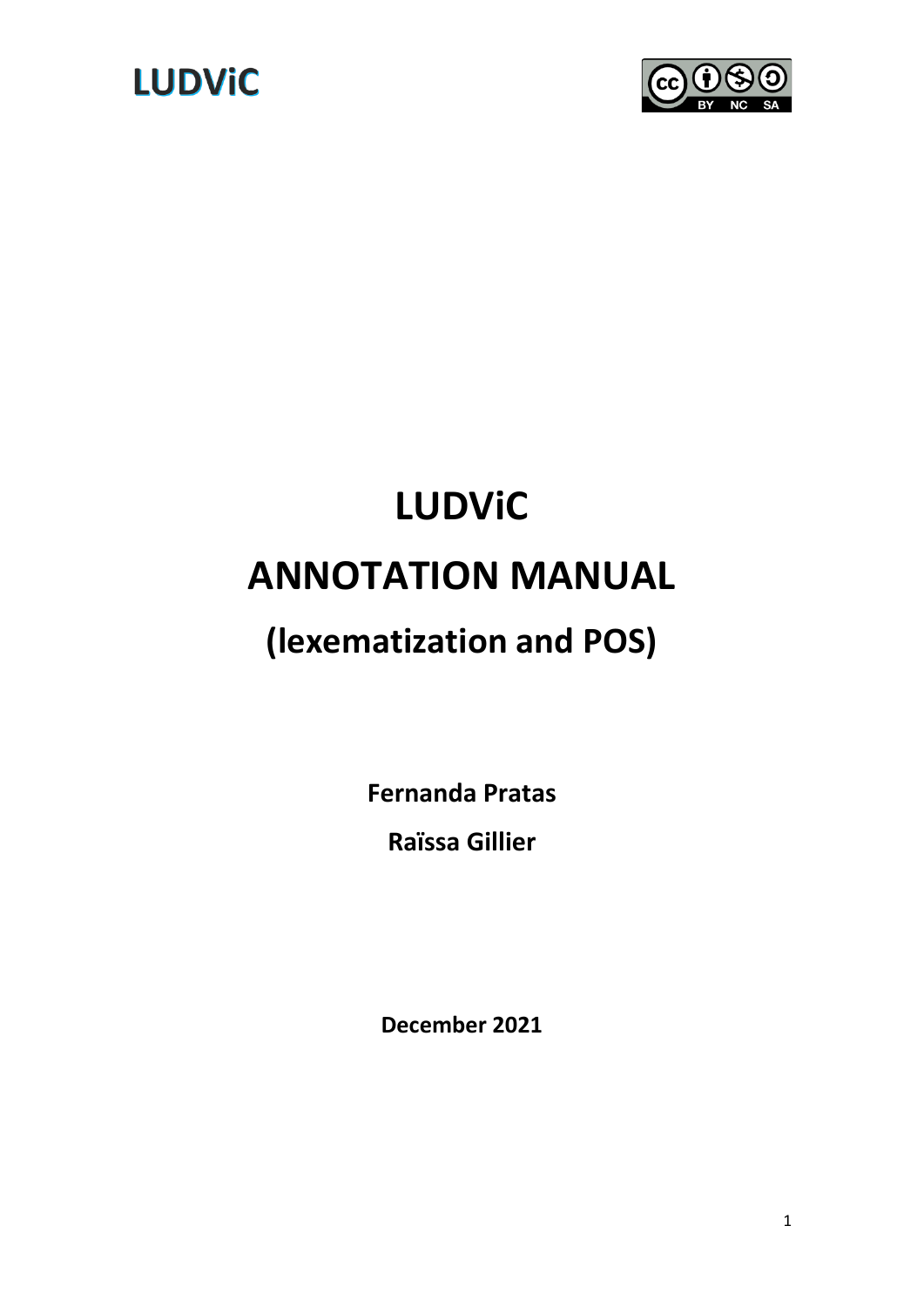LUDViC

# LUDViC

# ANNOTATION MANUAL

## (lexematization and POS)

**Fernanda Pratas**

**Raïssa Gillier**

**December 2021**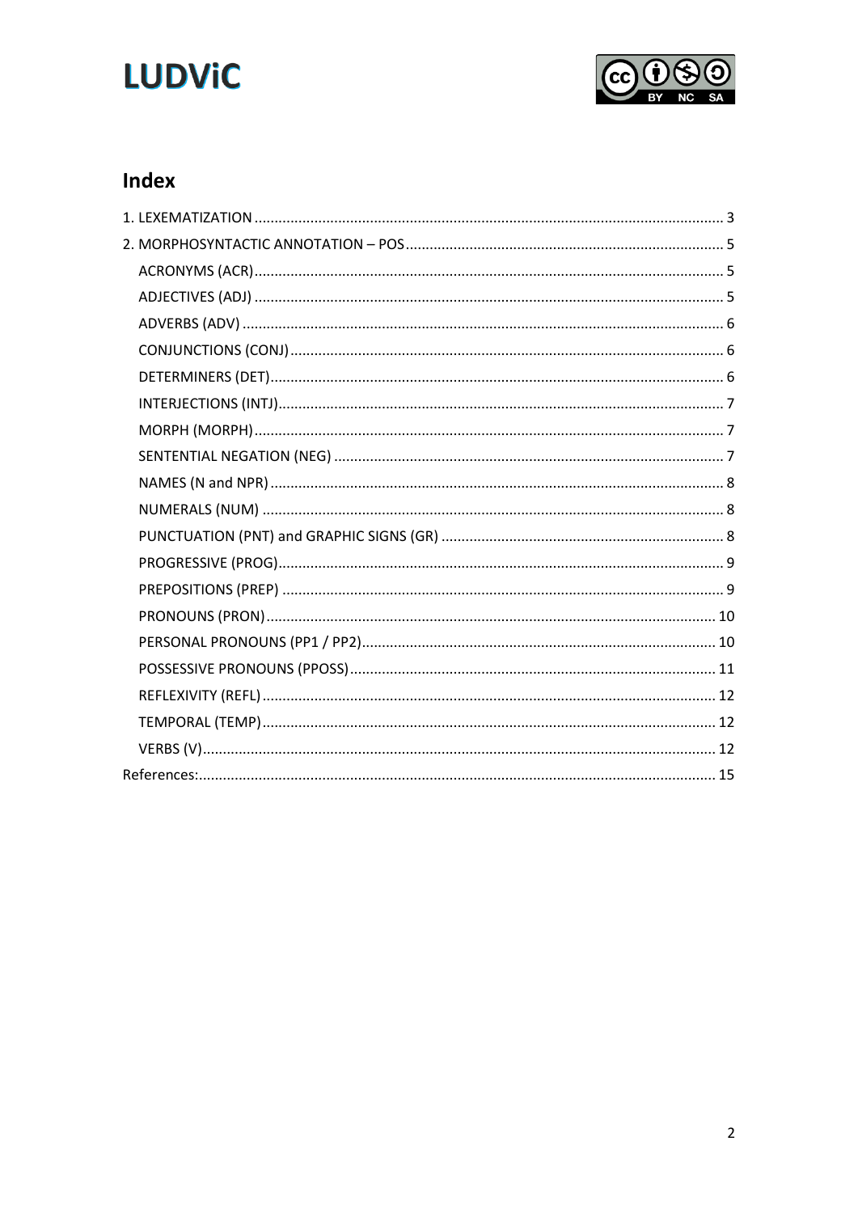## Index

1. LEXEMATIZATION ..... 3
2. MORPHOSYNTACTIC ANNOTATION – POS ..... 5
   - ACRONYMS (ACR) ..... 5
   - ADJECTIVES (ADJ) ..... 5
   - ADVERBS (ADV) ..... 6
   - CONJUNCTIONS (CONJ) ..... 6
   - DETERMINERS (DET) ..... 6
   - INTERJECTIONS (INTJ) ..... 7
   - MORPH (MORPH) ..... 7
   - SENTENTIAL NEGATION (NEG) ..... 7
   - NAMES (N and NPR) ..... 8
   - NUMERALS (NUM) ..... 8
   - PUNCTUATION (PNT) and GRAPHIC SIGNS (GR) ..... 8
   - PROGRESSIVE (PROG) ..... 9
   - PREPOSITIONS (PREP) ..... 9
   - PRONOUNS (PRON) ..... 10
   - PERSONAL PRONOUNS (PP1 / PP2) ..... 10
   - POSSESSIVE PRONOUNS (PPOSS) ..... 11
   - REFLEXIVITY (REFL) ..... 12
   - TEMPORAL (TEMP) ..... 12
   - VERBS (V) ..... 12

References: ..... 15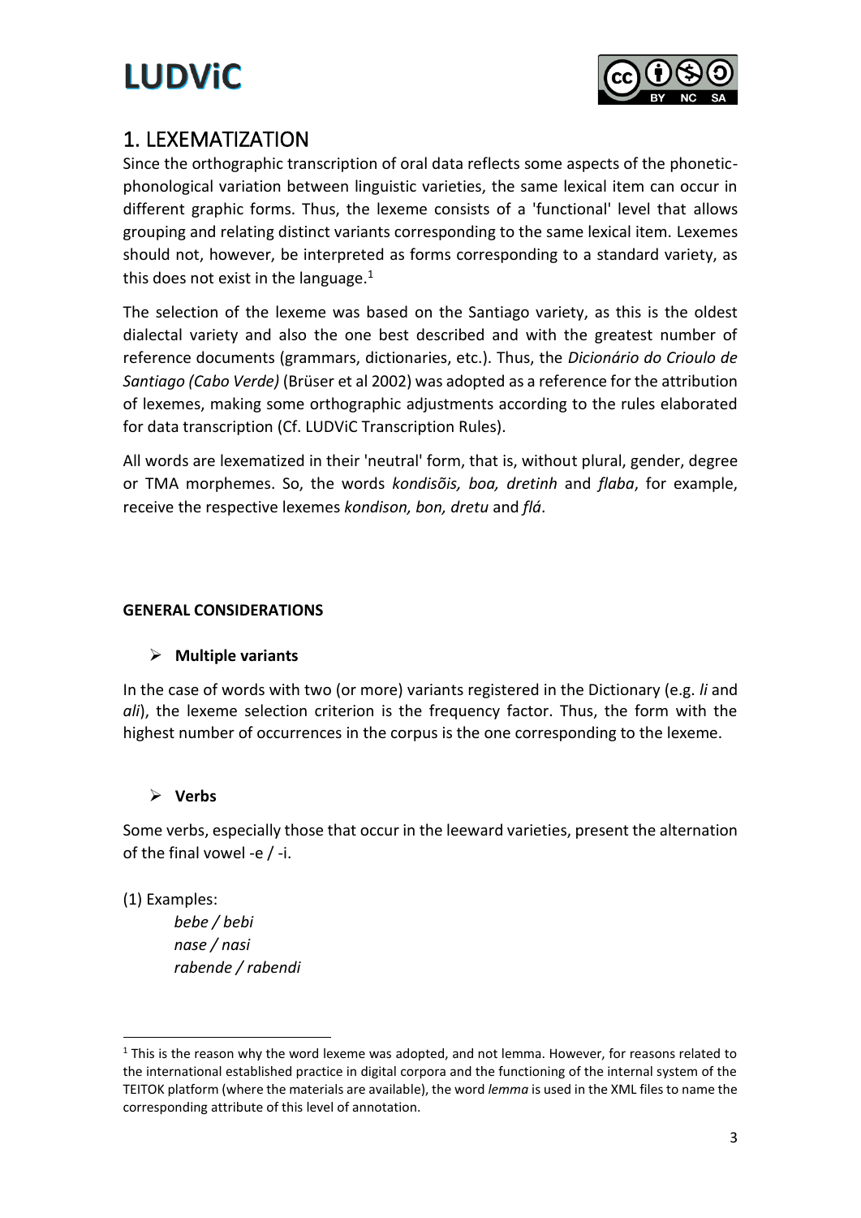# 1. LEXEMATIZATION

Since the orthographic transcription of oral data reflects some aspects of the phonetic-phonological variation between linguistic varieties, the same lexical item can occur in different graphic forms. Thus, the lexeme consists of a 'functional' level that allows grouping and relating distinct variants corresponding to the same lexical item. Lexemes should not, however, be interpreted as forms corresponding to a standard variety, as this does not exist in the language.[1]

The selection of the lexeme was based on the Santiago variety, as this is the oldest dialectal variety and also the one best described and with the greatest number of reference documents (grammars, dictionaries, etc.). Thus, the *Dicionário do Crioulo de Santiago (Cabo Verde)* (Brüser et al 2002) was adopted as a reference for the attribution of lexemes, making some orthographic adjustments according to the rules elaborated for data transcription (Cf. LUDViC Transcription Rules).

All words are lexematized in their 'neutral' form, that is, without plural, gender, degree or TMA morphemes. So, the words *kondisõis, boa, dretinh* and *flaba*, for example, receive the respective lexemes *kondison, bon, dretu* and *flá*.

**GENERAL CONSIDERATIONS**

- **Multiple variants**

In the case of words with two (or more) variants registered in the Dictionary (e.g. *li* and *ali*), the lexeme selection criterion is the frequency factor. Thus, the form with the highest number of occurrences in the corpus is the one corresponding to the lexeme.

- **Verbs**

Some verbs, especially those that occur in the leeward varieties, present the alternation of the final vowel -e / -i.

(1) Examples:

*bebe / bebi*
*nase / nasi*
*rabende / rabendi*

---

[1] This is the reason why the word lexeme was adopted, and not lemma. However, for reasons related to the international established practice in digital corpora and the functioning of the internal system of the TEITOK platform (where the materials are available), the word *lemma* is used in the XML files to name the corresponding attribute of this level of annotation.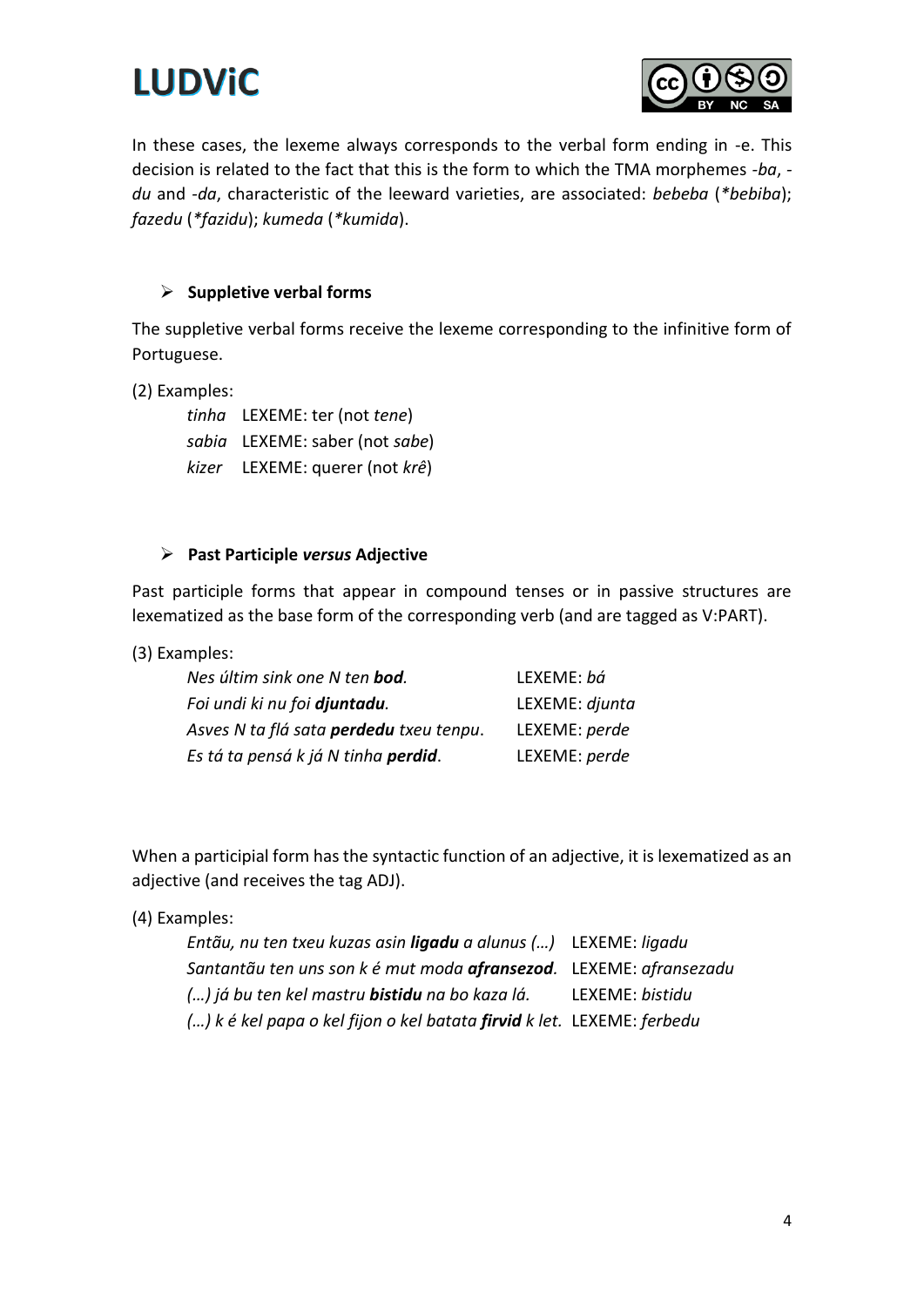In these cases, the lexeme always corresponds to the verbal form ending in -e. This decision is related to the fact that this is the form to which the TMA morphemes -*ba*, -*du* and -*da*, characteristic of the leeward varieties, are associated: *bebeba* (*\*bebiba*); *fazedu* (*\*fazidu*); *kumeda* (*\*kumida*).

- **Suppletive verbal forms**

The suppletive verbal forms receive the lexeme corresponding to the infinitive form of Portuguese.

(2) Examples:

| | |
|---|---|
| *tinha* | LEXEME: ter (not *tene*) |
| *sabia* | LEXEME: saber (not *sabe*) |
| *kizer* | LEXEME: querer (not *krê*) |

- **Past Participle *versus* Adjective**

Past participle forms that appear in compound tenses or in passive structures are lexematized as the base form of the corresponding verb (and are tagged as V:PART).

(3) Examples:

| | |
|---|---|
| *Nes últim sink one N ten **bod**.* | LEXEME: *bá* |
| *Foi undi ki nu foi **djuntadu**.* | LEXEME: *djunta* |
| *Asves N ta flá sata **perdedu** txeu tenpu*. | LEXEME: *perde* |
| *Es tá ta pensá k já N tinha **perdid**.* | LEXEME: *perde* |

When a participial form has the syntactic function of an adjective, it is lexematized as an adjective (and receives the tag ADJ).

(4) Examples:

| | |
|---|---|
| *Entãu, nu ten txeu kuzas asin **ligadu** a alunus (…)* | LEXEME: *ligadu* |
| *Santantãu ten uns son k é mut moda **afransezod**.* | LEXEME: *afransezadu* |
| *(…) já bu ten kel mastru **bistidu** na bo kaza lá.* | LEXEME: *bistidu* |
| *(…) k é kel papa o kel fijon o kel batata **firvid** k let.* | LEXEME: *ferbedu* |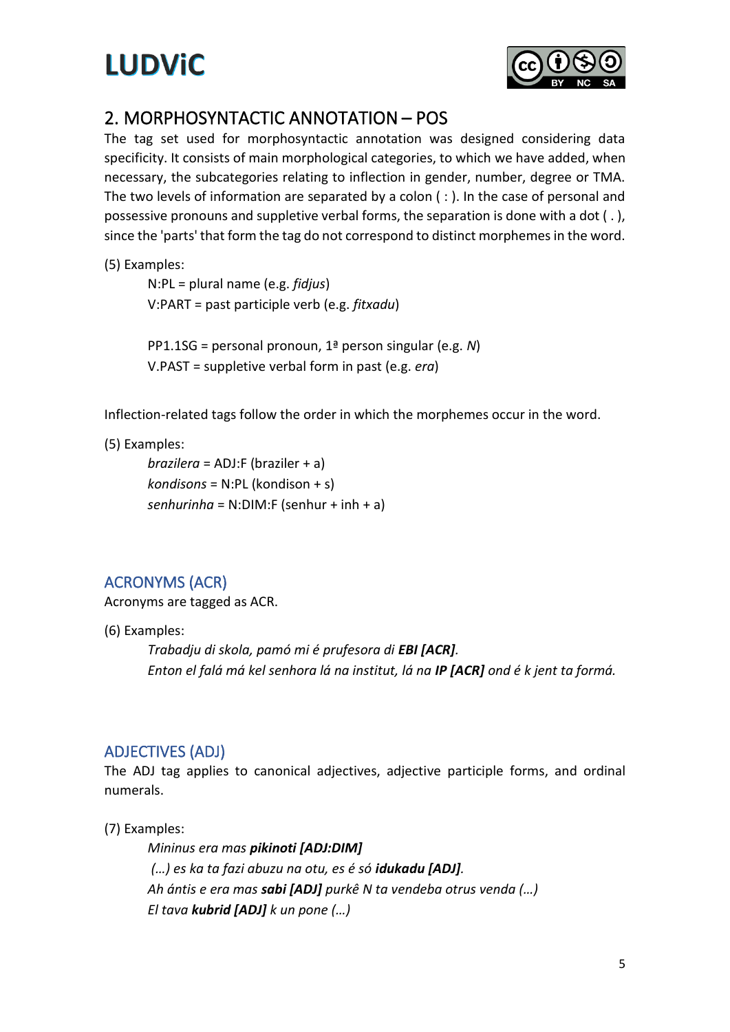## 2. MORPHOSYNTACTIC ANNOTATION – POS

The tag set used for morphosyntactic annotation was designed considering data specificity. It consists of main morphological categories, to which we have added, when necessary, the subcategories relating to inflection in gender, number, degree or TMA. The two levels of information are separated by a colon ( : ). In the case of personal and possessive pronouns and suppletive verbal forms, the separation is done with a dot ( . ), since the 'parts' that form the tag do not correspond to distinct morphemes in the word.

(5) Examples:

> N:PL = plural name (e.g. *fidjus*)
> V:PART = past participle verb (e.g. *fitxadu*)
>
> PP1.1SG = personal pronoun, 1ª person singular (e.g. *N*)
> V.PAST = suppletive verbal form in past (e.g. *era*)

Inflection-related tags follow the order in which the morphemes occur in the word.

(5) Examples:

> *brazilera* = ADJ:F (braziler + a)
> *kondisons* = N:PL (kondison + s)
> *senhurinha* = N:DIM:F (senhur + inh + a)

### ACRONYMS (ACR)

Acronyms are tagged as ACR.

(6) Examples:

> *Trabadju di skola, pamó mi é prufesora di* ***EBI [ACR]****.*
> *Enton el falá má kel senhora lá na institut, lá na* ***IP [ACR]*** *ond é k jent ta formá.*

### ADJECTIVES (ADJ)

The ADJ tag applies to canonical adjectives, adjective participle forms, and ordinal numerals.

(7) Examples:

> *Mininus era mas* ***pikinoti [ADJ:DIM]***
> *(…) es ka ta fazi abuzu na otu, es é só* ***idukadu [ADJ]****.*
> *Ah ántis e era mas* ***sabi [ADJ]*** *purkê N ta vendeba otrus venda (…)*
> *El tava* ***kubrid [ADJ]*** *k un pone (…)*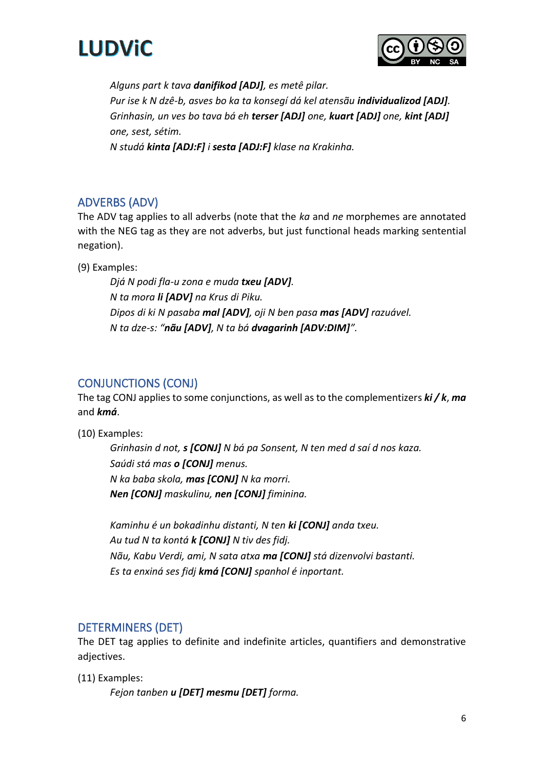*Alguns part k tava **danifikod [ADJ]**, es metê pilar.*
*Pur ise k N dzê-b, asves bo ka ta konsegí dá kel atensãu **individualizod [ADJ]**.*
*Grinhasin, un ves bo tava bá eh **terser [ADJ]** one, **kuart [ADJ]** one, **kint [ADJ]** one, sest, sétim.*
*N studá **kinta [ADJ:F]** i **sesta [ADJ:F]** klase na Krakinha.*

## ADVERBS (ADV)

The ADV tag applies to all adverbs (note that the *ka* and *ne* morphemes are annotated with the NEG tag as they are not adverbs, but just functional heads marking sentential negation).

(9) Examples:

*Djá N podi fla-u zona e muda **txeu [ADV]**.*
*N ta mora **li [ADV]** na Krus di Piku.*
*Dipos di ki N pasaba **mal [ADV]**, oji N ben pasa **mas [ADV]** razuável.*
*N ta dze-s: "**nãu [ADV]**, N ta bá **dvagarinh [ADV:DIM]**".*

## CONJUNCTIONS (CONJ)

The tag CONJ applies to some conjunctions, as well as to the complementizers ***ki / k***, ***ma*** and ***kmá***.

(10) Examples:

*Grinhasin d not, **s [CONJ]** N bá pa Sonsent, N ten med d saí d nos kaza.*
*Saúdi stá mas **o [CONJ]** menus.*
*N ka baba skola, **mas [CONJ]** N ka morri.*
***Nen [CONJ]** maskulinu, **nen [CONJ]** fiminina.*

*Kaminhu é un bokadinhu distanti, N ten **ki [CONJ]** anda txeu.*
*Au tud N ta kontá **k [CONJ]** N tiv des fidj.*
*Nãu, Kabu Verdi, ami, N sata atxa **ma [CONJ]** stá dizenvolvi bastanti.*
*Es ta enxiná ses fidj **kmá [CONJ]** spanhol é inportant.*

## DETERMINERS (DET)

The DET tag applies to definite and indefinite articles, quantifiers and demonstrative adjectives.

(11) Examples:

*Fejon tanben **u [DET] mesmu [DET]** forma.*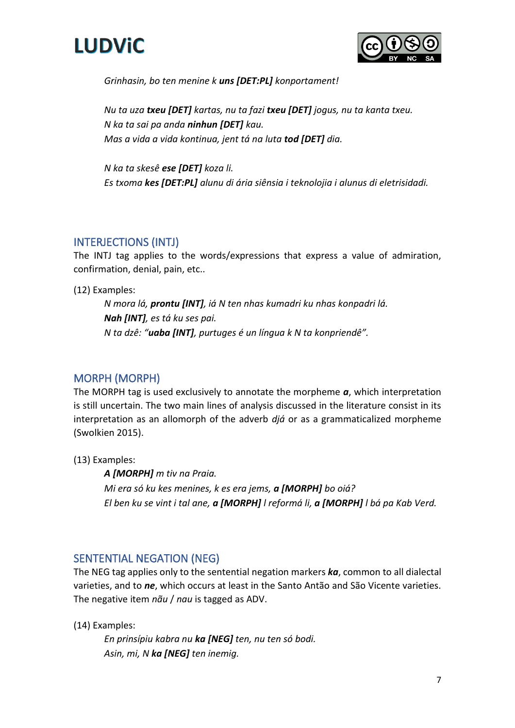*Grinhasin, bo ten menine k **uns [DET:PL]** konportament!*

*Nu ta uza **txeu [DET]** kartas, nu ta fazi **txeu [DET]** jogus, nu ta kanta txeu.*
*N ka ta sai pa anda **ninhun [DET]** kau.*
*Mas a vida a vida kontinua, jent tá na luta **tod [DET]** dia.*

*N ka ta skesê **ese [DET]** koza li.*
*Es txoma **kes [DET:PL]** alunu di ária siênsia i teknolojia i alunus di eletrisidadi.*

## INTERJECTIONS (INTJ)

The INTJ tag applies to the words/expressions that express a value of admiration, confirmation, denial, pain, etc..

(12) Examples:

*N mora lá, **prontu [INT]**, iá N ten nhas kumadri ku nhas konpadri lá.*
***Nah [INT]**, es tá ku ses pai.*
*N ta dzê: "**uaba [INT]**, purtuges é un língua k N ta konpriendê".*

## MORPH (MORPH)

The MORPH tag is used exclusively to annotate the morpheme ***a***, which interpretation is still uncertain. The two main lines of analysis discussed in the literature consist in its interpretation as an allomorph of the adverb *djá* or as a grammaticalized morpheme (Swolkien 2015).

(13) Examples:

***A [MORPH]** m tiv na Praia.*
*Mi era só ku kes menines, k es era jems, **a [MORPH]** bo oiá?*
*El ben ku se vint i tal ane, **a [MORPH]** l reformá li, **a [MORPH]** l bá pa Kab Verd.*

## SENTENTIAL NEGATION (NEG)

The NEG tag applies only to the sentential negation markers ***ka***, common to all dialectal varieties, and to ***ne***, which occurs at least in the Santo Antão and São Vicente varieties. The negative item *nãu* / *nau* is tagged as ADV.

(14) Examples:

*En prinsípiu kabra nu **ka [NEG]** ten, nu ten só bodi.*
*Asin, mi, N **ka [NEG]** ten inemig.*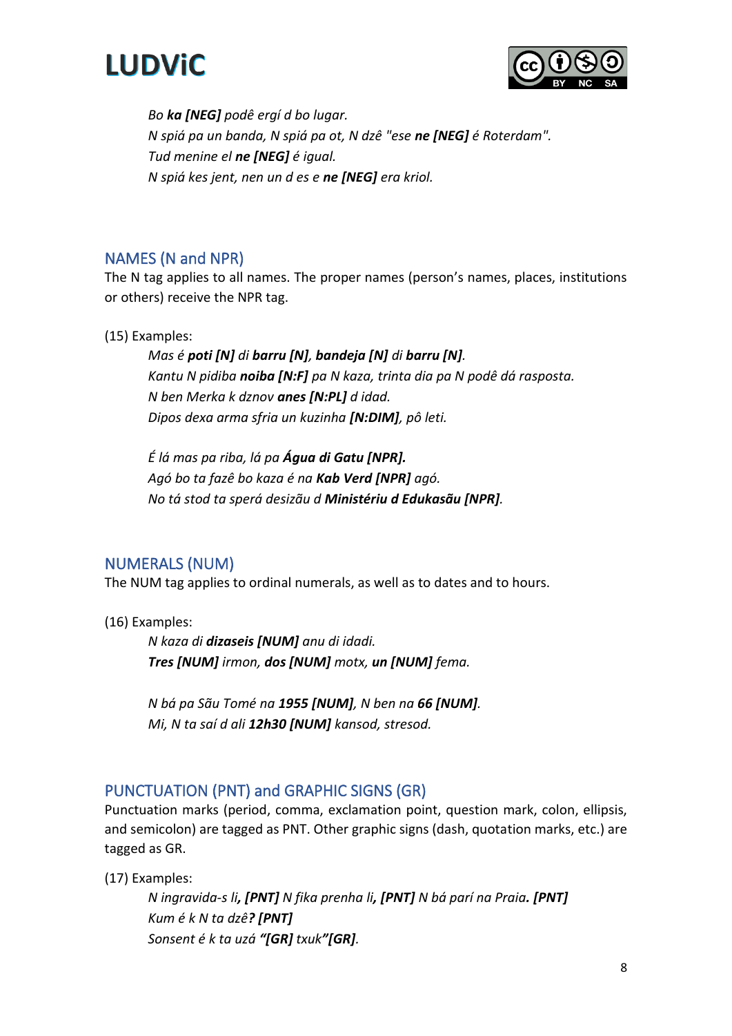*Bo **ka [NEG]** podê ergí d bo lugar.*
*N spiá pa un banda, N spiá pa ot, N dzê "ese **ne [NEG]** é Roterdam".*
*Tud menine el **ne [NEG]** é igual.*
*N spiá kes jent, nen un d es e **ne [NEG]** era kriol.*

## NAMES (N and NPR)

The N tag applies to all names. The proper names (person's names, places, institutions or others) receive the NPR tag.

(15) Examples:

*Mas é **poti [N]** di **barru [N]**, **bandeja [N]** di **barru [N]**.*
*Kantu N pidiba **noiba [N:F]** pa N kaza, trinta dia pa N podê dá rasposta.*
*N ben Merka k dznov **anes [N:PL]** d idad.*
*Dipos dexa arma sfria un kuzinha **[N:DIM]**, pô leti.*

*É lá mas pa riba, lá pa **Água di Gatu [NPR].***
*Agó bo ta fazê bo kaza é na **Kab Verd [NPR]** agó.*
*No tá stod ta sperá desizãu d **Ministériu d Edukasãu [NPR]**.*

## NUMERALS (NUM)

The NUM tag applies to ordinal numerals, as well as to dates and to hours.

(16) Examples:

*N kaza di **dizaseis [NUM]** anu di idadi.*
***Tres [NUM]** irmon, **dos [NUM]** motx, **un [NUM]** fema.*

*N bá pa Sãu Tomé na **1955 [NUM]**, N ben na **66 [NUM]**.*
*Mi, N ta saí d ali **12h30 [NUM]** kansod, stresod.*

## PUNCTUATION (PNT) and GRAPHIC SIGNS (GR)

Punctuation marks (period, comma, exclamation point, question mark, colon, ellipsis, and semicolon) are tagged as PNT. Other graphic signs (dash, quotation marks, etc.) are tagged as GR.

(17) Examples:

*N ingravida-s li**, [PNT]** N fika prenha li**, [PNT]** N bá parí na Praia**. [PNT]***
*Kum é k N ta dzê**? [PNT]***
*Sonsent é k ta uzá **"[GR]** txuk**"[GR]**.*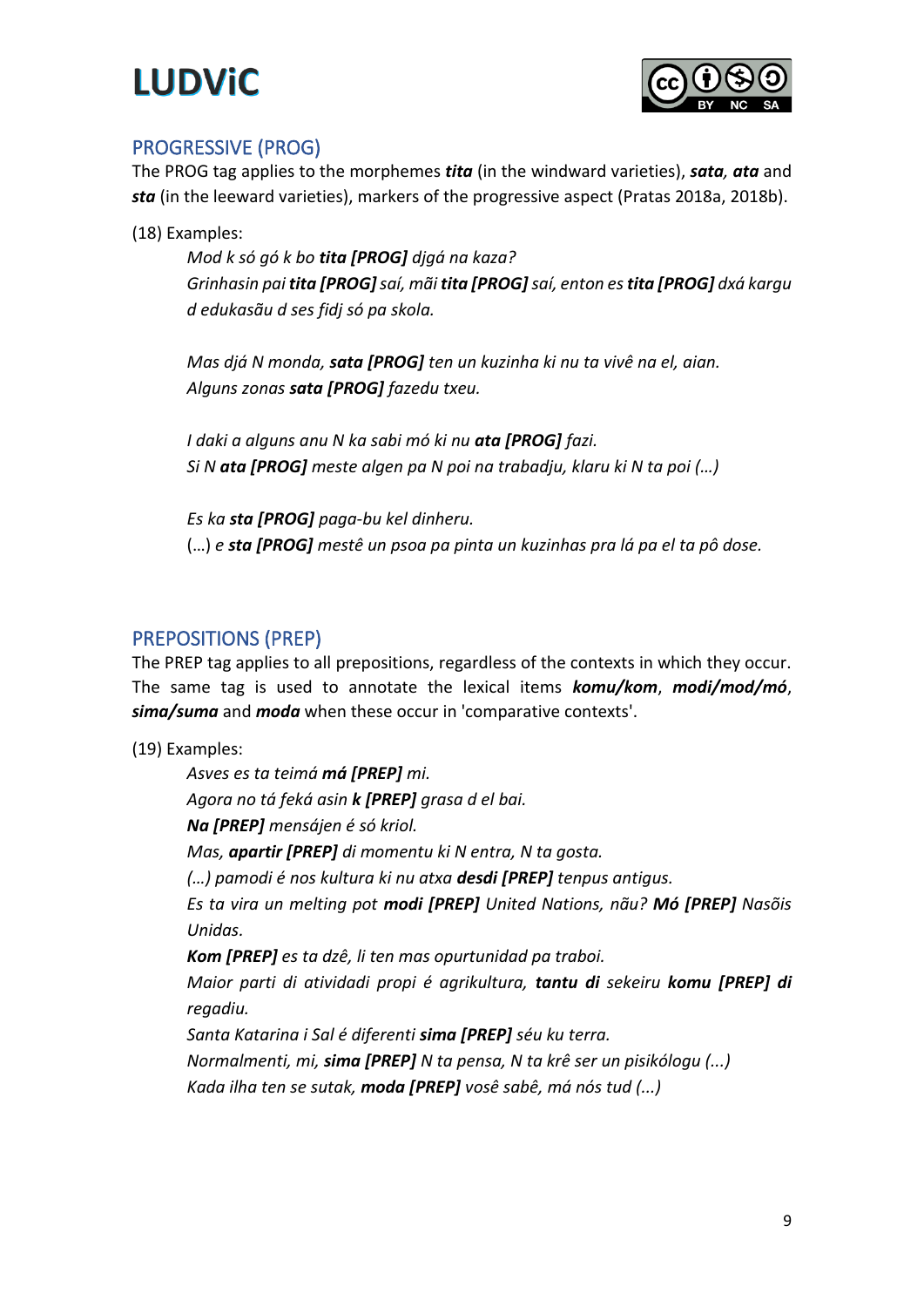## PROGRESSIVE (PROG)

The PROG tag applies to the morphemes ***tita*** (in the windward varieties), ***sata***, ***ata*** and ***sta*** (in the leeward varieties), markers of the progressive aspect (Pratas 2018a, 2018b).

(18) Examples:

*Mod k só gó k bo* ***tita [PROG]*** *djgá na kaza?*
*Grinhasin pai* ***tita [PROG]*** *saí, mãi* ***tita [PROG]*** *saí, enton es* ***tita [PROG]*** *dxá kargu d edukasãu d ses fidj só pa skola.*

*Mas djá N monda,* ***sata [PROG]*** *ten un kuzinha ki nu ta vivê na el, aian.*
*Alguns zonas* ***sata [PROG]*** *fazedu txeu.*

*I daki a alguns anu N ka sabi mó ki nu* ***ata [PROG]*** *fazi.*
*Si N* ***ata [PROG]*** *meste algen pa N poi na trabadju, klaru ki N ta poi (…)*

*Es ka* ***sta [PROG]*** *paga-bu kel dinheru.*
(…) *e* ***sta [PROG]*** *mestê un psoa pa pinta un kuzinhas pra lá pa el ta pô dose.*

## PREPOSITIONS (PREP)

The PREP tag applies to all prepositions, regardless of the contexts in which they occur. The same tag is used to annotate the lexical items ***komu/kom***, ***modi/mod/mó***, ***sima/suma*** and ***moda*** when these occur in 'comparative contexts'.

(19) Examples:

*Asves es ta teimá* ***má [PREP]*** *mi.*
*Agora no tá feká asin* ***k [PREP]*** *grasa d el bai.*
***Na [PREP]*** *mensájen é só kriol.*
*Mas,* ***apartir [PREP]*** *di momentu ki N entra, N ta gosta.*
*(…) pamodi é nos kultura ki nu atxa* ***desdi [PREP]*** *tenpus antigus.*
*Es ta vira un melting pot* ***modi [PREP]*** *United Nations, não?* ***Mó [PREP]*** *Nasõis Unidas.*
***Kom [PREP]*** *es ta dzê, li ten mas opurtunidad pa traboi.*
*Maior parti di atividadi propi é agrikultura,* ***tantu di*** *sekeiru* ***komu [PREP] di*** *regadiu.*
*Santa Katarina i Sal é diferenti* ***sima [PREP]*** *séu ku terra.*
*Normalmenti, mi,* ***sima [PREP]*** *N ta pensa, N ta krê ser un pisikólogu (...)*
*Kada ilha ten se sutak,* ***moda [PREP]*** *vosê sabê, má nós tud (...)*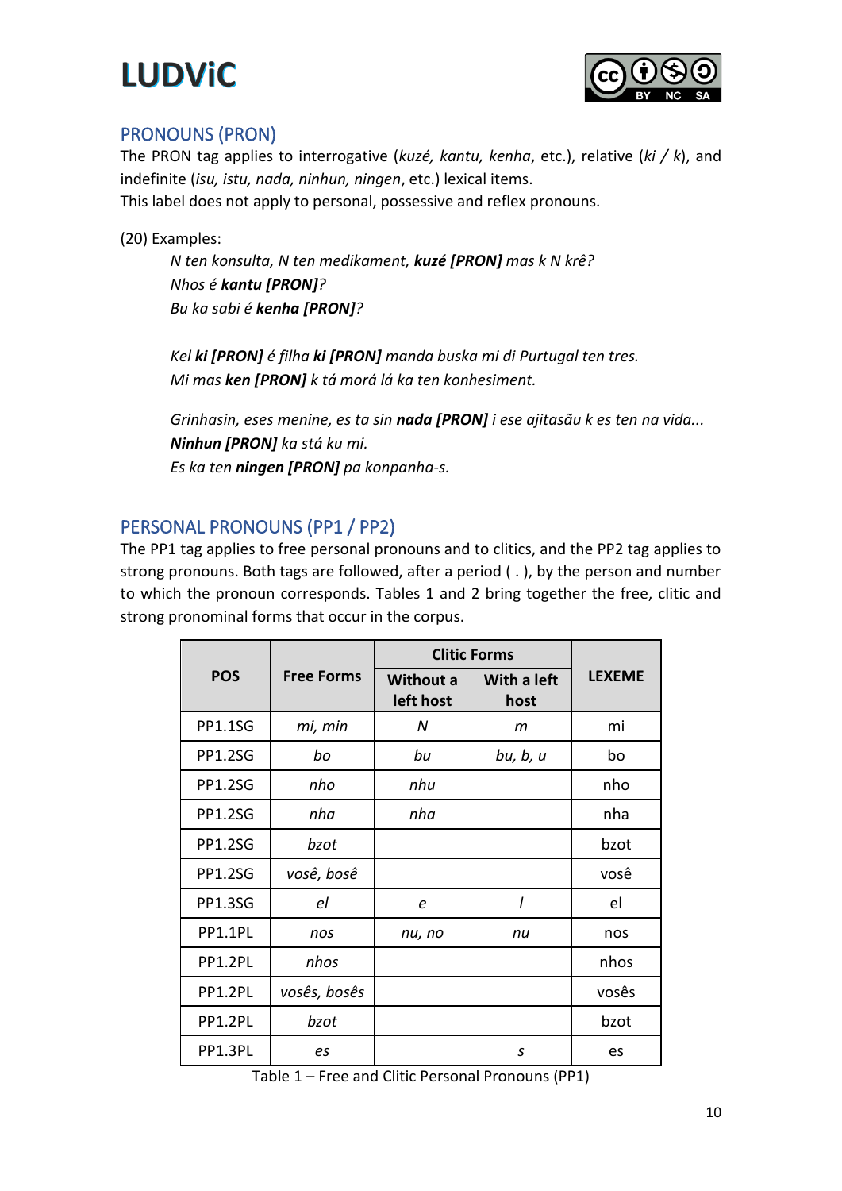## PRONOUNS (PRON)

The PRON tag applies to interrogative (*kuzé, kantu, kenha*, etc.), relative (*ki / k*), and indefinite (*isu, istu, nada, ninhun, ningen*, etc.) lexical items.
This label does not apply to personal, possessive and reflex pronouns.

(20) Examples:

*N ten konsulta, N ten medikament, **kuzé [PRON]** mas k N krê?*
*Nhos é **kantu [PRON]**?*
*Bu ka sabi é **kenha [PRON]**?*

*Kel **ki [PRON]** é filha **ki [PRON]** manda buska mi di Purtugal ten tres.*
*Mi mas **ken [PRON]** k tá morá lá ka ten konhesiment.*

*Grinhasin, eses menine, es ta sin **nada [PRON]** i ese ajitasãu k es ten na vida...*
***Ninhun [PRON]** ka stá ku mi.*
*Es ka ten **ningen [PRON]** pa konpanha-s.*

## PERSONAL PRONOUNS (PP1 / PP2)

The PP1 tag applies to free personal pronouns and to clitics, and the PP2 tag applies to strong pronouns. Both tags are followed, after a period ( . ), by the person and number to which the pronoun corresponds. Tables 1 and 2 bring together the free, clitic and strong pronominal forms that occur in the corpus.

| POS | Free Forms | Clitic Forms | | LEXEME |
|---|---|---|---|---|
| | | Without a left host | With a left host | |
| PP1.1SG | *mi, min* | *N* | *m* | mi |
| PP1.2SG | *bo* | *bu* | *bu, b, u* | bo |
| PP1.2SG | *nho* | *nhu* | | nho |
| PP1.2SG | *nha* | *nha* | | nha |
| PP1.2SG | *bzot* | | | bzot |
| PP1.2SG | *vosê, bosê* | | | vosê |
| PP1.3SG | *el* | *e* | *l* | el |
| PP1.1PL | *nos* | *nu, no* | *nu* | nos |
| PP1.2PL | *nhos* | | | nhos |
| PP1.2PL | *vosês, bosês* | | | vosês |
| PP1.2PL | *bzot* | | | bzot |
| PP1.3PL | *es* | | *s* | es |

Table 1 – Free and Clitic Personal Pronouns (PP1)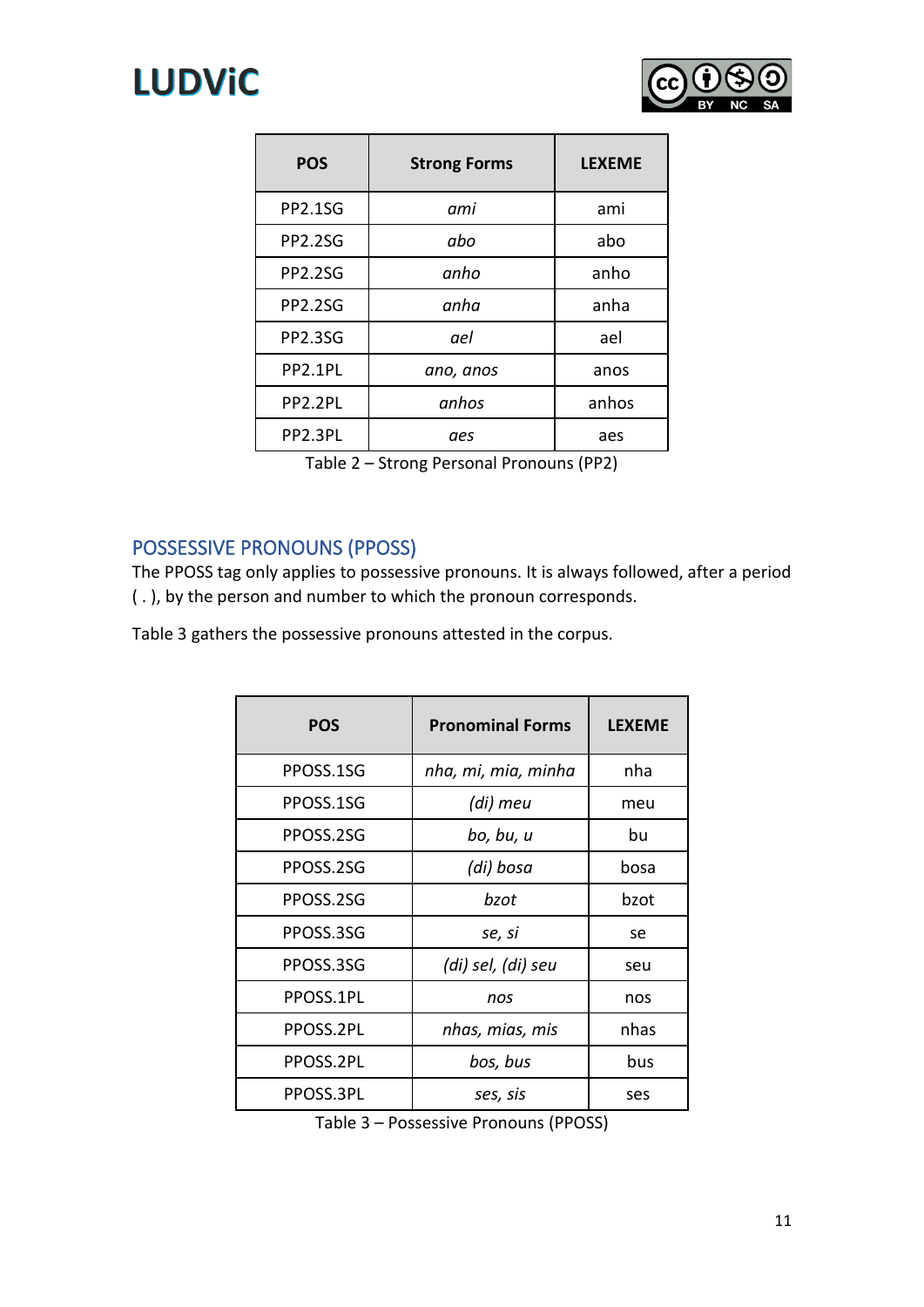| POS | Strong Forms | LEXEME |
|---|---|---|
| PP2.1SG | *ami* | ami |
| PP2.2SG | *abo* | abo |
| PP2.2SG | *anho* | anho |
| PP2.2SG | *anha* | anha |
| PP2.3SG | *ael* | ael |
| PP2.1PL | *ano, anos* | anos |
| PP2.2PL | *anhos* | anhos |
| PP2.3PL | *aes* | aes |

Table 2 – Strong Personal Pronouns (PP2)

## POSSESSIVE PRONOUNS (PPOSS)

The PPOSS tag only applies to possessive pronouns. It is always followed, after a period ( . ), by the person and number to which the pronoun corresponds.

Table 3 gathers the possessive pronouns attested in the corpus.

| POS | Pronominal Forms | LEXEME |
|---|---|---|
| PPOSS.1SG | *nha, mi, mia, minha* | nha |
| PPOSS.1SG | *(di) meu* | meu |
| PPOSS.2SG | *bo, bu, u* | bu |
| PPOSS.2SG | *(di) bosa* | bosa |
| PPOSS.2SG | *bzot* | bzot |
| PPOSS.3SG | *se, si* | se |
| PPOSS.3SG | *(di) sel, (di) seu* | seu |
| PPOSS.1PL | *nos* | nos |
| PPOSS.2PL | *nhas, mias, mis* | nhas |
| PPOSS.2PL | *bos, bus* | bus |
| PPOSS.3PL | *ses, sis* | ses |

Table 3 – Possessive Pronouns (PPOSS)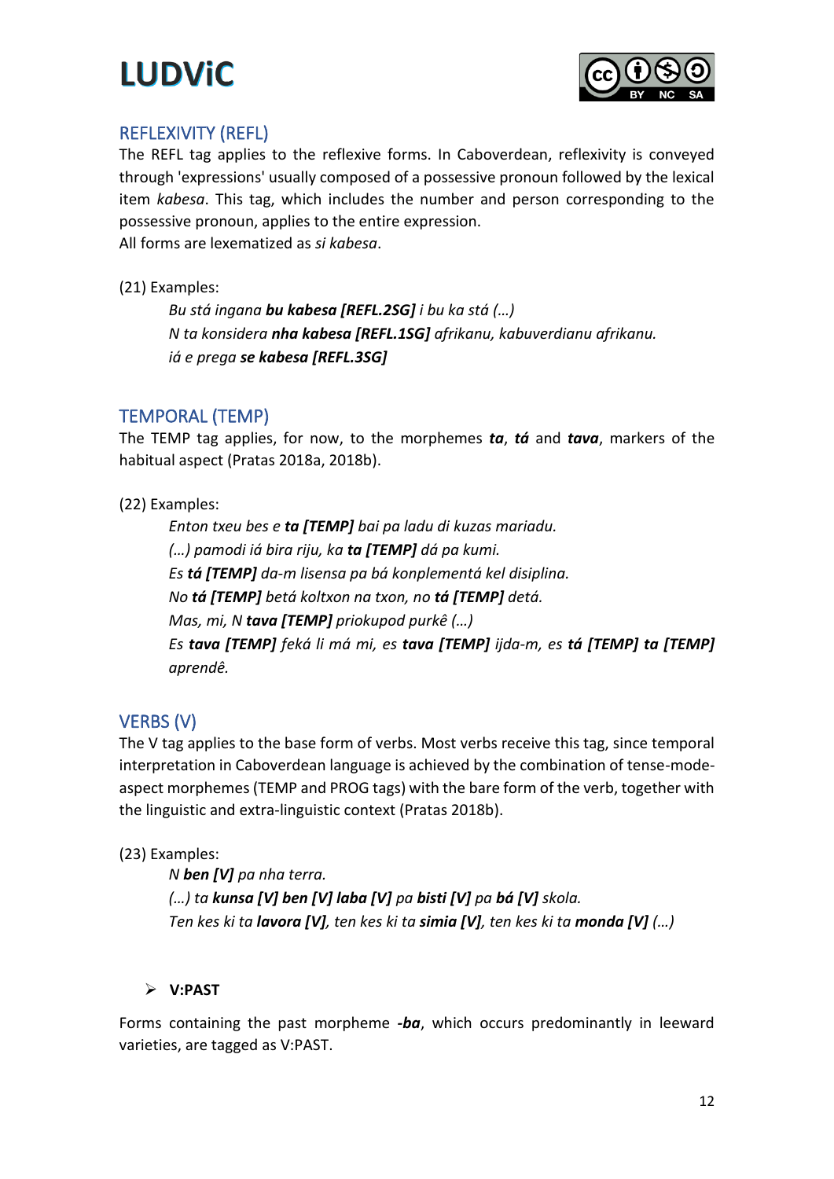## REFLEXIVITY (REFL)

The REFL tag applies to the reflexive forms. In Caboverdean, reflexivity is conveyed through 'expressions' usually composed of a possessive pronoun followed by the lexical item *kabesa*. This tag, which includes the number and person corresponding to the possessive pronoun, applies to the entire expression.
All forms are lexematized as *si kabesa*.

(21) Examples:

> *Bu stá ingana* ***bu kabesa [REFL.2SG]*** *i bu ka stá (…)*
> *N ta konsidera* ***nha kabesa [REFL.1SG]*** *afrikanu, kabuverdianu afrikanu.*
> *iá e prega* ***se kabesa [REFL.3SG]***

## TEMPORAL (TEMP)

The TEMP tag applies, for now, to the morphemes ***ta***, ***tá*** and ***tava***, markers of the habitual aspect (Pratas 2018a, 2018b).

(22) Examples:

> *Enton txeu bes e* ***ta [TEMP]*** *bai pa ladu di kuzas mariadu.*
> *(…) pamodi iá bira riju, ka* ***ta [TEMP]*** *dá pa kumi.*
> *Es* ***tá [TEMP]*** *da-m lisensa pa bá konplementá kel disiplina.*
> *No* ***tá [TEMP]*** *betá koltxon na txon, no* ***tá [TEMP]*** *detá.*
> *Mas, mi, N* ***tava [TEMP]*** *priokupod purkê (…)*
> *Es* ***tava [TEMP]*** *feká li má mi, es* ***tava [TEMP]*** *ijda-m, es* ***tá [TEMP] ta [TEMP]*** *aprendê.*

## VERBS (V)

The V tag applies to the base form of verbs. Most verbs receive this tag, since temporal interpretation in Caboverdean language is achieved by the combination of tense-mode-aspect morphemes (TEMP and PROG tags) with the bare form of the verb, together with the linguistic and extra-linguistic context (Pratas 2018b).

(23) Examples:

> *N* ***ben [V]*** *pa nha terra.*
> *(…) ta* ***kunsa [V] ben [V] laba [V]*** *pa* ***bisti [V]*** *pa* ***bá [V]*** *skola.*
> *Ten kes ki ta* ***lavora [V]****, ten kes ki ta* ***simia [V]****, ten kes ki ta* ***monda [V]*** *(…)*

- **V:PAST**

Forms containing the past morpheme ***-ba***, which occurs predominantly in leeward varieties, are tagged as V:PAST.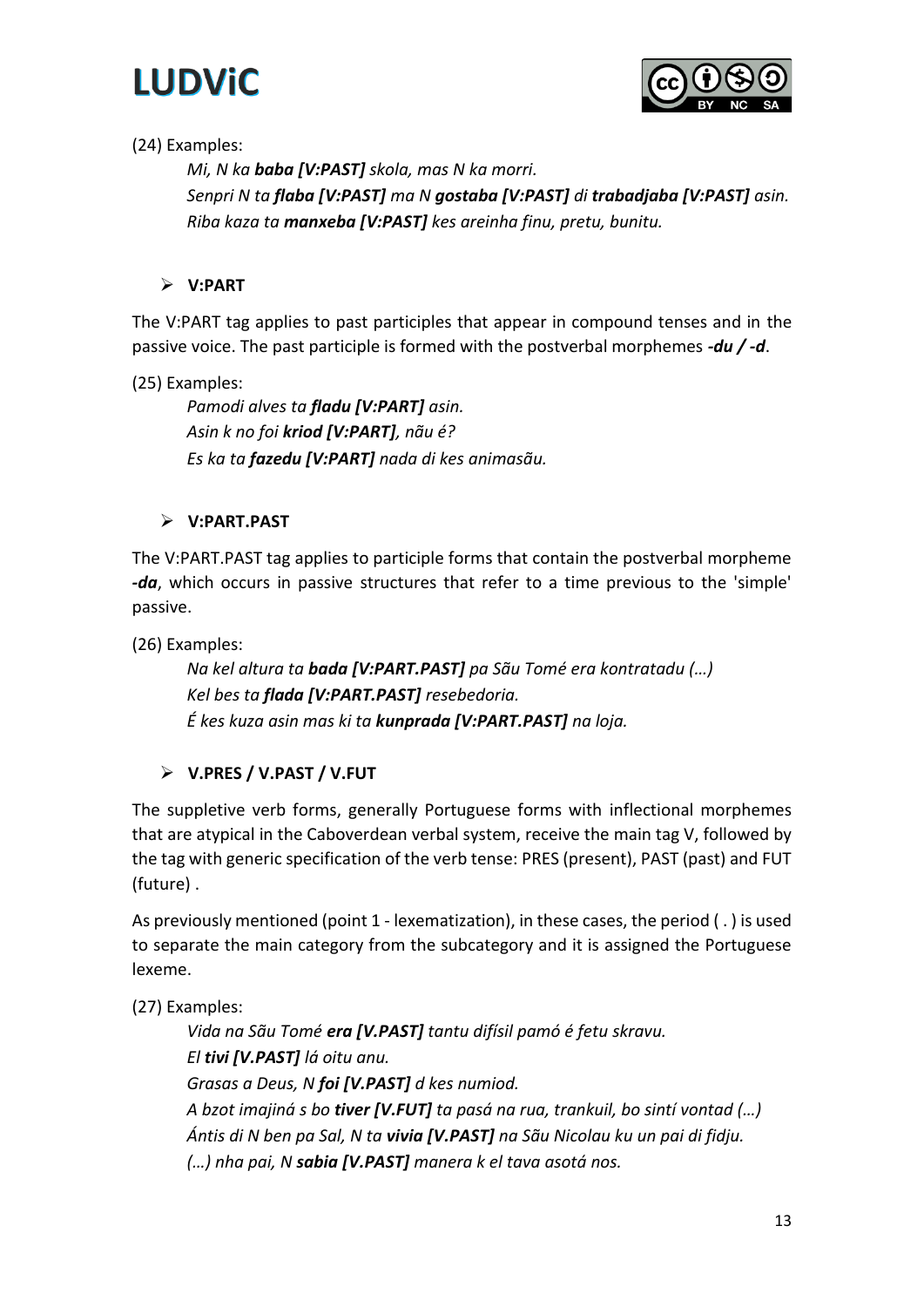(24) Examples:

> *Mi, N ka **baba [V:PAST]** skola, mas N ka morri.*
> *Senpri N ta **flaba [V:PAST]** ma N **gostaba [V:PAST]** di **trabadjaba [V:PAST]** asin.*
> *Riba kaza ta **manxeba [V:PAST]** kes areinha finu, pretu, bunitu.*

- **V:PART**

The V:PART tag applies to past participles that appear in compound tenses and in the passive voice. The past participle is formed with the postverbal morphemes ***-du / -d***.

(25) Examples:

> *Pamodi alves ta **fladu [V:PART]** asin.*
> *Asin k no foi **kriod [V:PART]**, nãu é?*
> *Es ka ta **fazedu [V:PART]** nada di kes animasãu.*

- **V:PART.PAST**

The V:PART.PAST tag applies to participle forms that contain the postverbal morpheme ***-da***, which occurs in passive structures that refer to a time previous to the 'simple' passive.

(26) Examples:

> *Na kel altura ta **bada [V:PART.PAST]** pa Sãu Tomé era kontratadu (…)*
> *Kel bes ta **flada [V:PART.PAST]** resebedoria.*
> *É kes kuza asin mas ki ta **kunprada [V:PART.PAST]** na loja.*

- **V.PRES / V.PAST / V.FUT**

The suppletive verb forms, generally Portuguese forms with inflectional morphemes that are atypical in the Caboverdean verbal system, receive the main tag V, followed by the tag with generic specification of the verb tense: PRES (present), PAST (past) and FUT (future) .

As previously mentioned (point 1 - lexematization), in these cases, the period ( . ) is used to separate the main category from the subcategory and it is assigned the Portuguese lexeme.

(27) Examples:

> *Vida na Sãu Tomé **era [V.PAST]** tantu difísil pamó é fetu skravu.*
> *El **tivi [V.PAST]** lá oitu anu.*
> *Grasas a Deus, N **foi [V.PAST]** d kes numiod.*
> *A bzot imajiná s bo **tiver [V.FUT]** ta pasá na rua, trankuil, bo sintí vontad (…)*
> *Ántis di N ben pa Sal, N ta **vivia [V.PAST]** na Sãu Nicolau ku un pai di fidju.*
> *(…) nha pai, N **sabia [V.PAST]** manera k el tava asotá nos.*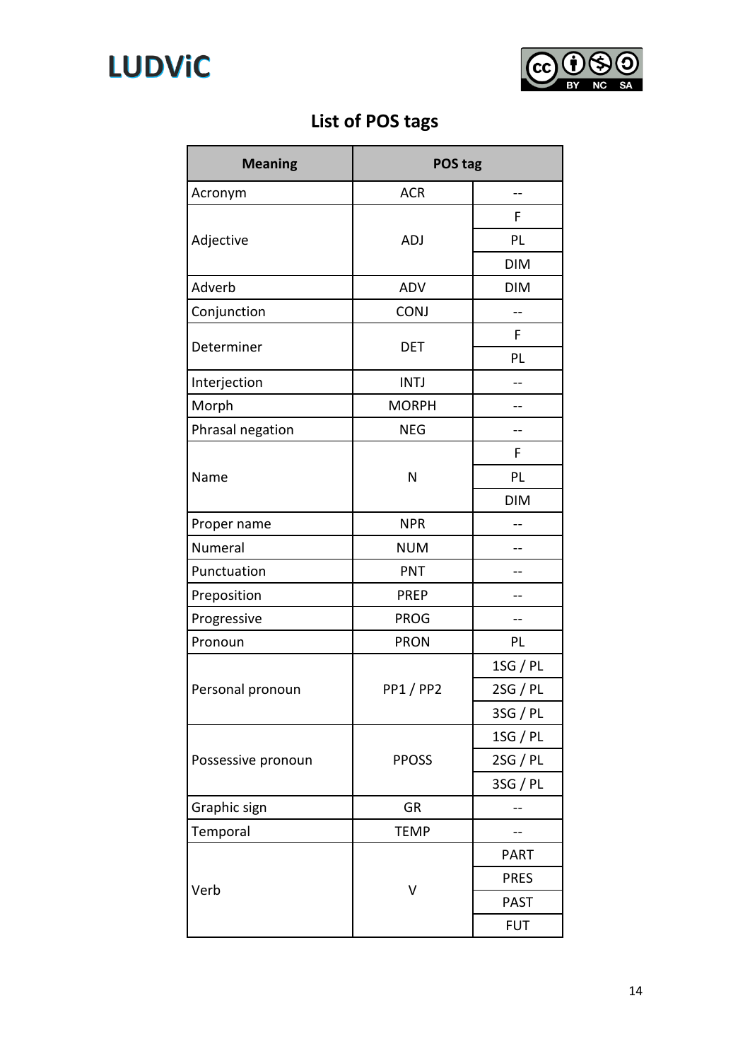## List of POS tags

| Meaning | POS tag | |
|---|---|---|
| Acronym | ACR | -- |
| Adjective | ADJ | F |
| | | PL |
| | | DIM |
| Adverb | ADV | DIM |
| Conjunction | CONJ | -- |
| Determiner | DET | F |
| | | PL |
| Interjection | INTJ | -- |
| Morph | MORPH | -- |
| Phrasal negation | NEG | -- |
| Name | N | F |
| | | PL |
| | | DIM |
| Proper name | NPR | -- |
| Numeral | NUM | -- |
| Punctuation | PNT | -- |
| Preposition | PREP | -- |
| Progressive | PROG | -- |
| Pronoun | PRON | PL |
| Personal pronoun | PP1 / PP2 | 1SG / PL |
| | | 2SG / PL |
| | | 3SG / PL |
| Possessive pronoun | PPOSS | 1SG / PL |
| | | 2SG / PL |
| | | 3SG / PL |
| Graphic sign | GR | -- |
| Temporal | TEMP | -- |
| Verb | V | PART |
| | | PRES |
| | | PAST |
| | | FUT |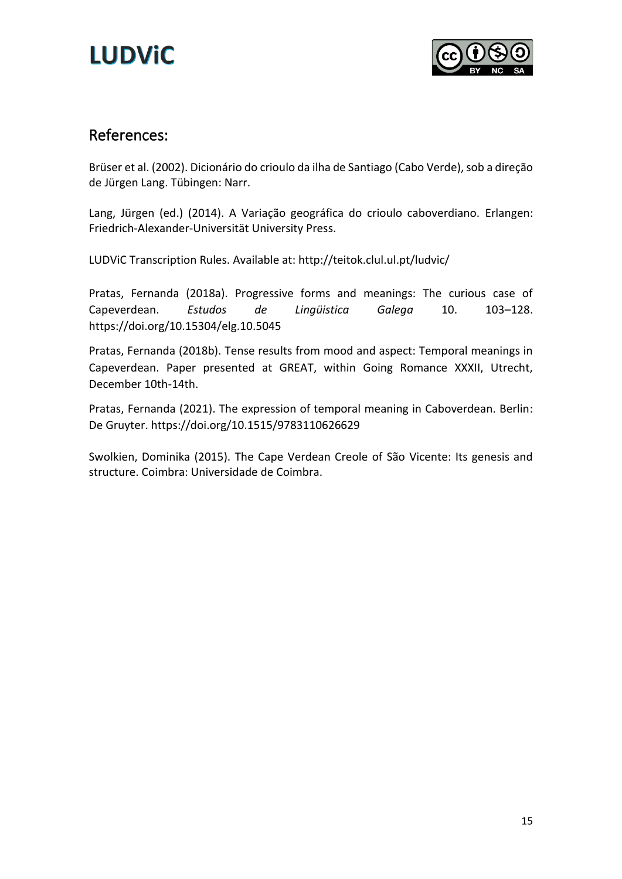## References:

Brüser et al. (2002). Dicionário do crioulo da ilha de Santiago (Cabo Verde), sob a direção de Jürgen Lang. Tübingen: Narr.

Lang, Jürgen (ed.) (2014). A Variação geográfica do crioulo caboverdiano. Erlangen: Friedrich-Alexander-Universität University Press.

LUDViC Transcription Rules. Available at: http://teitok.clul.ul.pt/ludvic/

Pratas, Fernanda (2018a). Progressive forms and meanings: The curious case of Capeverdean. *Estudos de Lingüistica Galega* 10. 103–128. https://doi.org/10.15304/elg.10.5045

Pratas, Fernanda (2018b). Tense results from mood and aspect: Temporal meanings in Capeverdean. Paper presented at GREAT, within Going Romance XXXII, Utrecht, December 10th-14th.

Pratas, Fernanda (2021). The expression of temporal meaning in Caboverdean. Berlin: De Gruyter. https://doi.org/10.1515/9783110626629

Swolkien, Dominika (2015). The Cape Verdean Creole of São Vicente: Its genesis and structure. Coimbra: Universidade de Coimbra.